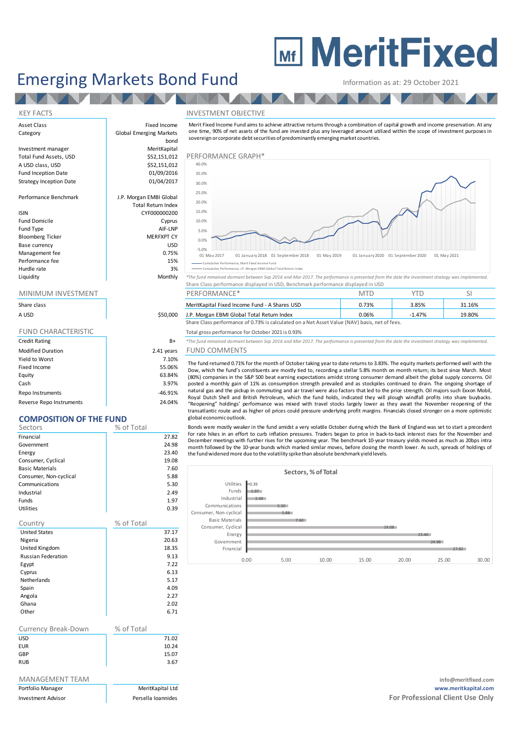# MeritFixed

# Emerging Markets Bond Fund

Information as at: 29 October 2021

## KEY FACTS

| | |
|---|---|
| Asset Class | Fixed Income |
| Category | Global Emerging Markets bond |
| Investment manager | MeritKapital |
| Total Fund Assets, USD | $52,151,012 |
| A USD class, USD | $52,151,012 |
| Fund Inception Date | 01/09/2016 |
| Strategy Inception Date | 01/04/2017 |
| Performance Benchmark | J.P. Morgan EMBI Global Total Return Index |
| ISIN | CYF000000200 |
| Fund Domicile | Cyprus |
| Fund Type | AIF-LNP |
| Bloomberg Ticker | MERFXPT CY |
| Base currency | USD |
| Management fee | 0.75% |
| Performance fee | 15% |
| Hurdle rate | 3% |
| Liquidity | Monthly |

## MINIMUM INVESTMENT

| Share class | |
|---|---|
| A USD | $50,000 |

## FUND CHARACTERISTIC

| | |
|---|---|
| Credit Rating | B+ |
| Modified Duration | 2.41 years |
| Yield to Worst | 7.10% |
| Fixed Income | 55.06% |
| Equity | 63.84% |
| Cash | 3.97% |
| Repo Instruments | -46.91% |
| Reverse Repo Instruments | 24.04% |

## COMPOSITION OF THE FUND

| Sectors | % of Total |
|---|---|
| Financial | 27.82 |
| Government | 24.98 |
| Energy | 23.40 |
| Consumer, Cyclical | 19.08 |
| Basic Materials | 7.60 |
| Consumer, Non-cyclical | 5.88 |
| Communications | 5.30 |
| Industrial | 2.49 |
| Funds | 1.97 |
| Utilities | 0.39 |

| Country | % of Total |
|---|---|
| United States | 37.17 |
| Nigeria | 20.63 |
| United Kingdom | 18.35 |
| Russian Federation | 9.13 |
| Egypt | 7.22 |
| Cyprus | 6.13 |
| Netherlands | 5.17 |
| Spain | 4.09 |
| Angola | 2.27 |
| Ghana | 2.02 |
| Other | 6.71 |

| Currency Break-Down | % of Total |
|---|---|
| USD | 71.02 |
| EUR | 10.24 |
| GBP | 15.07 |
| RUB | 3.67 |

## MANAGEMENT TEAM

| | |
|---|---|
| Portfolio Manager | MeritKapital Ltd |
| Investment Advisor | Persella Ioannides |

## INVESTMENT OBJECTIVE

Merit Fixed Income Fund aims to achieve attractive returns through a combination of capital growth and income preservation. At any one time, 90% of net assets of the fund are invested plus any leveraged amount utilized within the scope of investment purposes in sovereign or corporate debt securities of predominantly emerging market countries.

## PERFORMANCE GRAPH*

*The fund remained dormant between Sep 2016 and Mar 2017. The performance is presented from the date the investment strategy was implemented.
Share Class performance displayed in USD, Benchmark performance displayed in USD

| PERFORMANCE* | MTD | YTD | SI |
|---|---|---|---|
| MeritKapital Fixed Income Fund - A Shares USD | 0.73% | 3.85% | 31.16% |
| J.P. Morgan EMBI Global Total Return Index | 0.06% | -1.47% | 19.80% |

Share Class performance of 0.73% is calculated on a Net Asset Value (NAV) basis, net of fees.

Total gross performance for October 2021 is 0.93%

*The fund remained dormant between Sep 2016 and Mar 2017. The performance is presented from the date the investment strategy was implemented.

## FUND COMMENTS

The fund returned 0.71% for the month of October taking year to date returns to 3.83%. The equity markets performed well with the Dow, which the fund's constituents are mostly tied to, recording a stellar 5.8% month on month return; its best since March. Most (80%) companies in the S&P 500 beat earning expectations amidst strong consumer demand albeit the global supply concerns. Oil posted a monthly gain of 11% as consumption strength prevailed and as stockpiles continued to drain. The ongoing shortage of natural gas and the pickup in commuting and air travel were also factors that led to the price strength. Oil majors such Exxon Mobil, Royal Dutch Shell and British Petroleum, which the fund holds, indicated they will plough windfall profits into share buybacks. "Reopening" holdings' performance was mixed with travel stocks largely lower as they await the November reopening of the transatlantic route and as higher oil prices could pressure underlying profit margins. Financials closed stronger on a more optimistic global economic outlook.

Bonds were mostly weaker in the fund amidst a very volatile October during which the Bank of England was set to start a precedent for rate hikes in an effort to curb inflation pressures. Traders began to price in back-to-back interest rises for the November and December meetings with further rises for the upcoming year. The benchmark 10-year treasury yields moved as much as 20bps intra month followed by the 10-year bunds which marked similar moves, before closing the month lower. As such, spreads of holdings of the fund widened more due to the volatility spike than absolute benchmark yield levels.

info@meritfixed.com
www.meritkapital.com
**For Professional Client Use Only**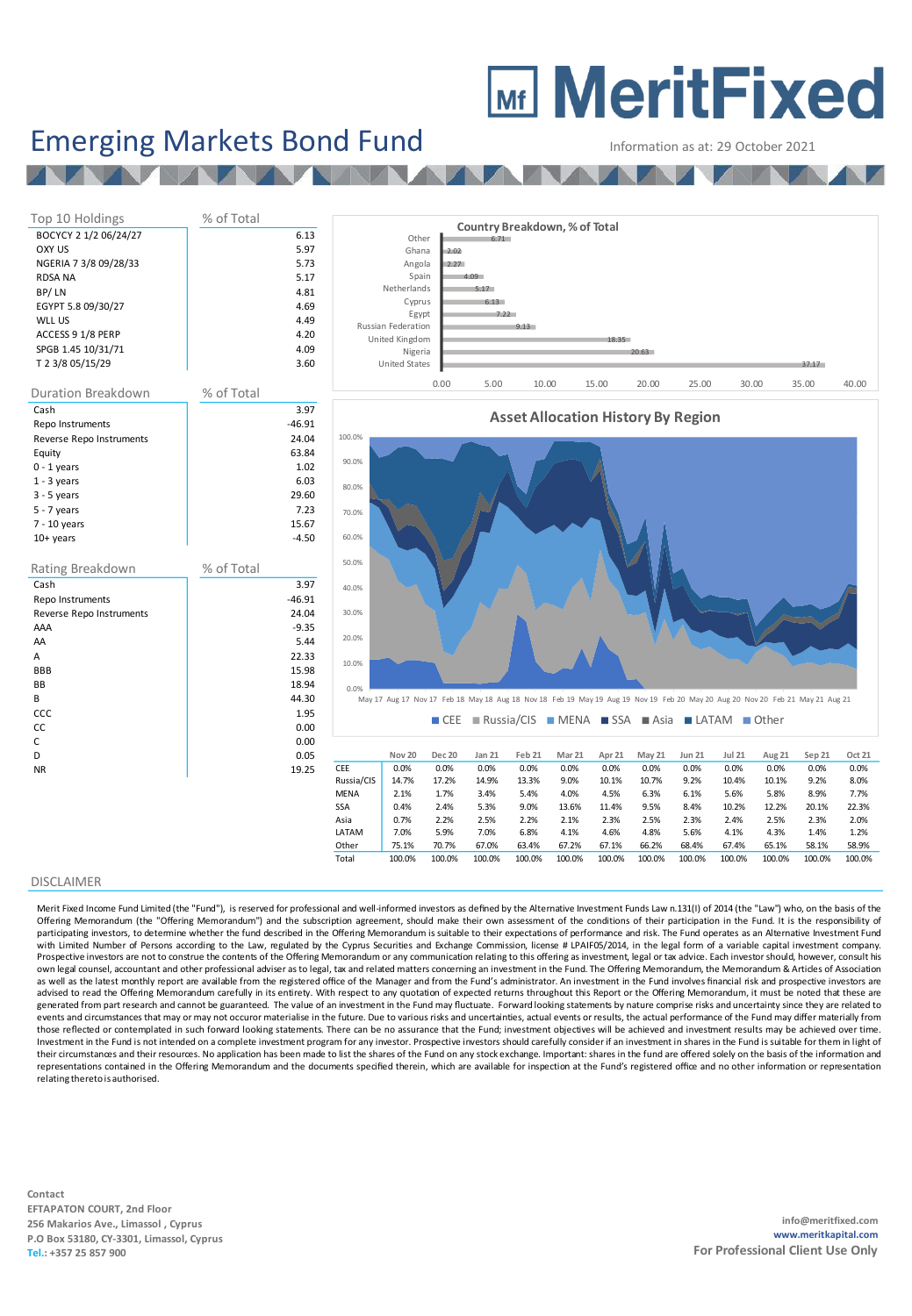# MeritFixed

## Emerging Markets Bond Fund

Information as at: 29 October 2021

| Top 10 Holdings | % of Total |
|---|---|
| BOCYCY 2 1/2 06/24/27 | 6.13 |
| OXY US | 5.97 |
| NGERIA 7 3/8 09/28/33 | 5.73 |
| RDSA NA | 5.17 |
| BP/ LN | 4.81 |
| EGYPT 5.8 09/30/27 | 4.69 |
| WLL US | 4.49 |
| ACCESS 9 1/8 PERP | 4.20 |
| SPGB 1.45 10/31/71 | 4.09 |
| T 2 3/8 05/15/29 | 3.60 |

| Duration Breakdown | % of Total |
|---|---|
| Cash | 3.97 |
| Repo Instruments | -46.91 |
| Reverse Repo Instruments | 24.04 |
| Equity | 63.84 |
| 0 - 1 years | 1.02 |
| 1 - 3 years | 6.03 |
| 3 - 5 years | 29.60 |
| 5 - 7 years | 7.23 |
| 7 - 10 years | 15.67 |
| 10+ years | -4.50 |

| Rating Breakdown | % of Total |
|---|---|
| Cash | 3.97 |
| Repo Instruments | -46.91 |
| Reverse Repo Instruments | 24.04 |
| AAA | -9.35 |
| AA | 5.44 |
| A | 22.33 |
| BBB | 15.98 |
| BB | 18.94 |
| B | 44.30 |
| CCC | 1.95 |
| CC | 0.00 |
| C | 0.00 |
| D | 0.05 |
| NR | 19.25 |

Country Breakdown, % of Total

Other 6.71
Ghana 2.02
Angola 2.27
Spain 4.09
Netherlands 5.17
Cyprus 6.13
Egypt 7.22
Russian Federation 9.13
United Kingdom 18.35
Nigeria 20.63
United States 37.17

0.00 5.00 10.00 15.00 20.00 25.00 30.00 35.00 40.00

Asset Allocation History By Region

100.0% 90.0% 80.0% 70.0% 60.0% 50.0% 40.0% 30.0% 20.0% 10.0% 0.0%

May 17 Aug 17 Nov 17 Feb 18 May 18 Aug 18 Nov 18 Feb 19 May 19 Aug 19 Nov 19 Feb 20 May 20 Aug 20 Nov 20 Feb 21 May 21 Aug 21

CEE Russia/CIS MENA SSA Asia LATAM Other

| | Nov 20 | Dec 20 | Jan 21 | Feb 21 | Mar 21 | Apr 21 | May 21 | Jun 21 | Jul 21 | Aug 21 | Sep 21 | Oct 21 |
|---|---|---|---|---|---|---|---|---|---|---|---|---|
| CEE | 0.0% | 0.0% | 0.0% | 0.0% | 0.0% | 0.0% | 0.0% | 0.0% | 0.0% | 0.0% | 0.0% | 0.0% |
| Russia/CIS | 14.7% | 17.2% | 14.9% | 13.3% | 9.0% | 10.1% | 10.7% | 9.2% | 10.4% | 10.1% | 9.2% | 8.0% |
| MENA | 2.1% | 1.7% | 3.4% | 5.4% | 4.0% | 4.5% | 6.3% | 6.1% | 5.6% | 5.8% | 8.9% | 7.7% |
| SSA | 0.4% | 2.4% | 5.3% | 9.0% | 13.6% | 11.4% | 9.5% | 8.4% | 10.2% | 12.2% | 20.1% | 22.3% |
| Asia | 0.7% | 2.2% | 2.5% | 2.2% | 2.1% | 2.3% | 2.5% | 2.3% | 2.4% | 2.5% | 2.3% | 2.0% |
| LATAM | 7.0% | 5.9% | 7.0% | 6.8% | 4.1% | 4.6% | 4.8% | 5.6% | 4.1% | 4.3% | 1.4% | 1.2% |
| Other | 75.1% | 70.7% | 67.0% | 63.4% | 67.2% | 67.1% | 66.2% | 68.4% | 67.4% | 65.1% | 58.1% | 58.9% |
| Total | 100.0% | 100.0% | 100.0% | 100.0% | 100.0% | 100.0% | 100.0% | 100.0% | 100.0% | 100.0% | 100.0% | 100.0% |

## DISCLAIMER

Merit Fixed Income Fund Limited (the "Fund"), is reserved for professional and well-informed investors as defined by the Alternative Investment Funds Law n.131(I) of 2014 (the "Law") who, on the basis of the Offering Memorandum (the "Offering Memorandum") and the subscription agreement, should make their own assessment of the conditions of their participation in the Fund. It is the responsibility of participating investors, to determine whether the fund described in the Offering Memorandum is suitable to their expectations of performance and risk. The Fund operates as an Alternative Investment Fund with Limited Number of Persons according to the Law, regulated by the Cyprus Securities and Exchange Commission, license # LPAIF05/2014, in the legal form of a variable capital investment company. Prospective investors are not to construe the contents of the Offering Memorandum or any communication relating to this offering as investment, legal or tax advice. Each investor should, however, consult his own legal counsel, accountant and other professional adviser as to legal, tax and related matters concerning an investment in the Fund. The Offering Memorandum, the Memorandum & Articles of Association as well as the latest monthly report are available from the registered office of the Manager and from the Fund's administrator. An investment in the Fund involves financial risk and prospective investors are advised to read the Offering Memorandum carefully in its entirety. With respect to any quotation of expected returns throughout this Report or the Offering Memorandum, it must be noted that these are generated from part research and cannot be guaranteed. The value of an investment in the Fund may fluctuate. Forward looking statements by nature comprise risks and uncertainty since they are related to events and circumstances that may or may not occuror materialise in the future. Due to various risks and uncertainties, actual events or results, the actual performance of the Fund may differ materially from those reflected or contemplated in such forward looking statements. There can be no assurance that the Fund; investment objectives will be achieved and investment results may be achieved over time. Investment in the Fund is not intended on a complete investment program for any investor. Prospective investors should carefully consider if an investment in shares in the Fund is suitable for them in light of their circumstances and their resources. No application has been made to list the shares of the Fund on any stock exchange. Important: shares in the fund are offered solely on the basis of the information and representations contained in the Offering Memorandum and the documents specified therein, which are available for inspection at the Fund's registered office and no other information or representation relating thereto is authorised.

**Contact**
**EFTAPATON COURT, 2nd Floor**
**256 Makarios Ave., Limassol , Cyprus**
**P.O Box 53180, CY-3301, Limassol, Cyprus**
**Tel.: +357 25 857 900**

**info@meritfixed.com**
**www.meritkapital.com**
**For Professional Client Use Only**